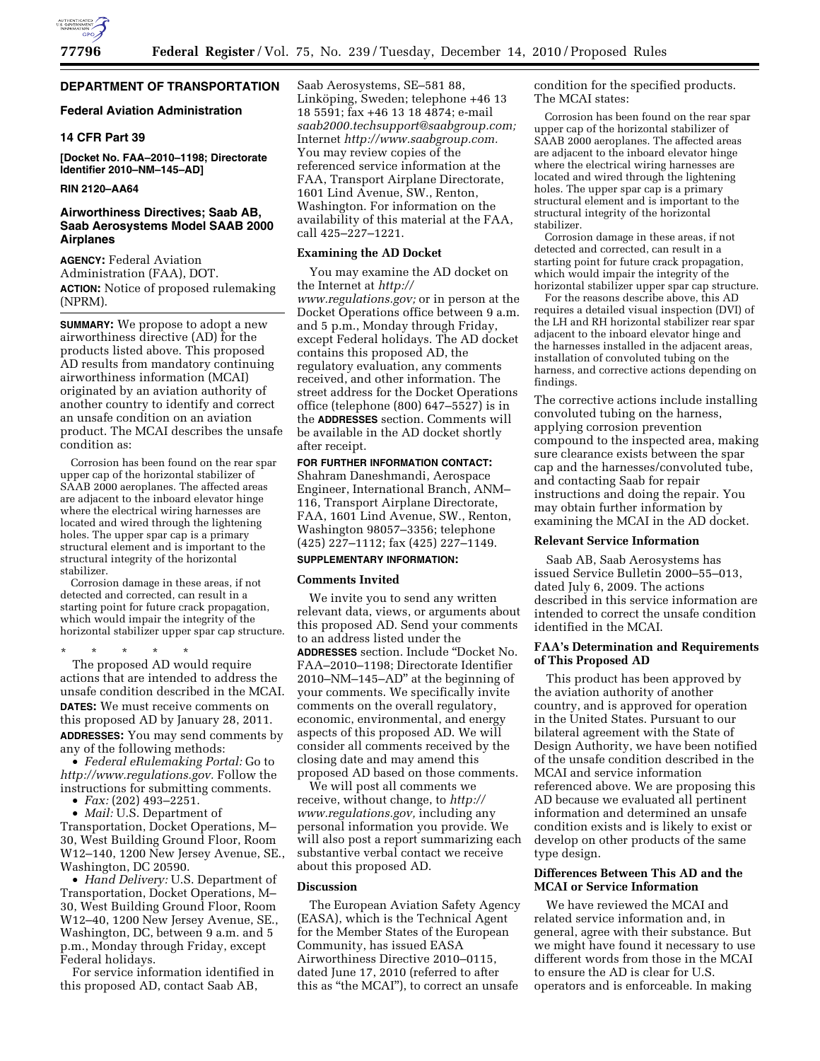**DEPARTMENT OF TRANSPORTATION**

**Federal Aviation Administration**

**14 CFR Part 39**

**[Docket No. FAA–2010–1198; Directorate Identifier 2010–NM–145–AD]**

**RIN 2120–AA64**

## Airworthiness Directives; Saab AB, Saab Aerosystems Model SAAB 2000 Airplanes

**AGENCY:** Federal Aviation Administration (FAA), DOT.

**ACTION:** Notice of proposed rulemaking (NPRM).

**SUMMARY:** We propose to adopt a new airworthiness directive (AD) for the products listed above. This proposed AD results from mandatory continuing airworthiness information (MCAI) originated by an aviation authority of another country to identify and correct an unsafe condition on an aviation product. The MCAI describes the unsafe condition as:

> Corrosion has been found on the rear spar upper cap of the horizontal stabilizer of SAAB 2000 aeroplanes. The affected areas are adjacent to the inboard elevator hinge where the electrical wiring harnesses are located and wired through the lightening holes. The upper spar cap is a primary structural element and is important to the structural integrity of the horizontal stabilizer.
>
> Corrosion damage in these areas, if not detected and corrected, can result in a starting point for future crack propagation, which would impair the integrity of the horizontal stabilizer upper spar cap structure.
>
> \* \* \* \* \*

The proposed AD would require actions that are intended to address the unsafe condition described in the MCAI.

**DATES:** We must receive comments on this proposed AD by January 28, 2011.

**ADDRESSES:** You may send comments by any of the following methods:

- *Federal eRulemaking Portal:* Go to *http://www.regulations.gov.* Follow the instructions for submitting comments.
- *Fax:* (202) 493–2251.
- *Mail:* U.S. Department of Transportation, Docket Operations, M–30, West Building Ground Floor, Room W12–140, 1200 New Jersey Avenue, SE., Washington, DC 20590.
- *Hand Delivery:* U.S. Department of Transportation, Docket Operations, M–30, West Building Ground Floor, Room W12–40, 1200 New Jersey Avenue, SE., Washington, DC, between 9 a.m. and 5 p.m., Monday through Friday, except Federal holidays.

For service information identified in this proposed AD, contact Saab AB, Saab Aerosystems, SE–581 88, Linköping, Sweden; telephone +46 13 18 5591; fax +46 13 18 4874; e-mail *saab2000.techsupport@saabgroup.com;* Internet *http://www.saabgroup.com.* You may review copies of the referenced service information at the FAA, Transport Airplane Directorate, 1601 Lind Avenue, SW., Renton, Washington. For information on the availability of this material at the FAA, call 425–227–1221.

### Examining the AD Docket

You may examine the AD docket on the Internet at *http://www.regulations.gov;* or in person at the Docket Operations office between 9 a.m. and 5 p.m., Monday through Friday, except Federal holidays. The AD docket contains this proposed AD, the regulatory evaluation, any comments received, and other information. The street address for the Docket Operations office (telephone (800) 647–5527) is in the **ADDRESSES** section. Comments will be available in the AD docket shortly after receipt.

**FOR FURTHER INFORMATION CONTACT:** Shahram Daneshmandi, Aerospace Engineer, International Branch, ANM–116, Transport Airplane Directorate, FAA, 1601 Lind Avenue, SW., Renton, Washington 98057–3356; telephone (425) 227–1112; fax (425) 227–1149.

**SUPPLEMENTARY INFORMATION:**

### Comments Invited

We invite you to send any written relevant data, views, or arguments about this proposed AD. Send your comments to an address listed under the **ADDRESSES** section. Include "Docket No. FAA–2010–1198; Directorate Identifier 2010–NM–145–AD" at the beginning of your comments. We specifically invite comments on the overall regulatory, economic, environmental, and energy aspects of this proposed AD. We will consider all comments received by the closing date and may amend this proposed AD based on those comments.

We will post all comments we receive, without change, to *http://www.regulations.gov,* including any personal information you provide. We will also post a report summarizing each substantive verbal contact we receive about this proposed AD.

### Discussion

The European Aviation Safety Agency (EASA), which is the Technical Agent for the Member States of the European Community, has issued EASA Airworthiness Directive 2010–0115, dated June 17, 2010 (referred to after this as "the MCAI"), to correct an unsafe condition for the specified products. The MCAI states:

> Corrosion has been found on the rear spar upper cap of the horizontal stabilizer of SAAB 2000 aeroplanes. The affected areas are adjacent to the inboard elevator hinge where the electrical wiring harnesses are located and wired through the lightening holes. The upper spar cap is a primary structural element and is important to the structural integrity of the horizontal stabilizer.
>
> Corrosion damage in these areas, if not detected and corrected, can result in a starting point for future crack propagation, which would impair the integrity of the horizontal stabilizer upper spar cap structure.
>
> For the reasons describe above, this AD requires a detailed visual inspection (DVI) of the LH and RH horizontal stabilizer rear spar adjacent to the inboard elevator hinge and the harnesses installed in the adjacent areas, installation of convoluted tubing on the harness, and corrective actions depending on findings.

The corrective actions include installing convoluted tubing on the harness, applying corrosion prevention compound to the inspected area, making sure clearance exists between the spar cap and the harnesses/convoluted tube, and contacting Saab for repair instructions and doing the repair. You may obtain further information by examining the MCAI in the AD docket.

### Relevant Service Information

Saab AB, Saab Aerosystems has issued Service Bulletin 2000–55–013, dated July 6, 2009. The actions described in this service information are intended to correct the unsafe condition identified in the MCAI.

### FAA's Determination and Requirements of This Proposed AD

This product has been approved by the aviation authority of another country, and is approved for operation in the United States. Pursuant to our bilateral agreement with the State of Design Authority, we have been notified of the unsafe condition described in the MCAI and service information referenced above. We are proposing this AD because we evaluated all pertinent information and determined an unsafe condition exists and is likely to exist or develop on other products of the same type design.

### Differences Between This AD and the MCAI or Service Information

We have reviewed the MCAI and related service information and, in general, agree with their substance. But we might have found it necessary to use different words from those in the MCAI to ensure the AD is clear for U.S. operators and is enforceable. In making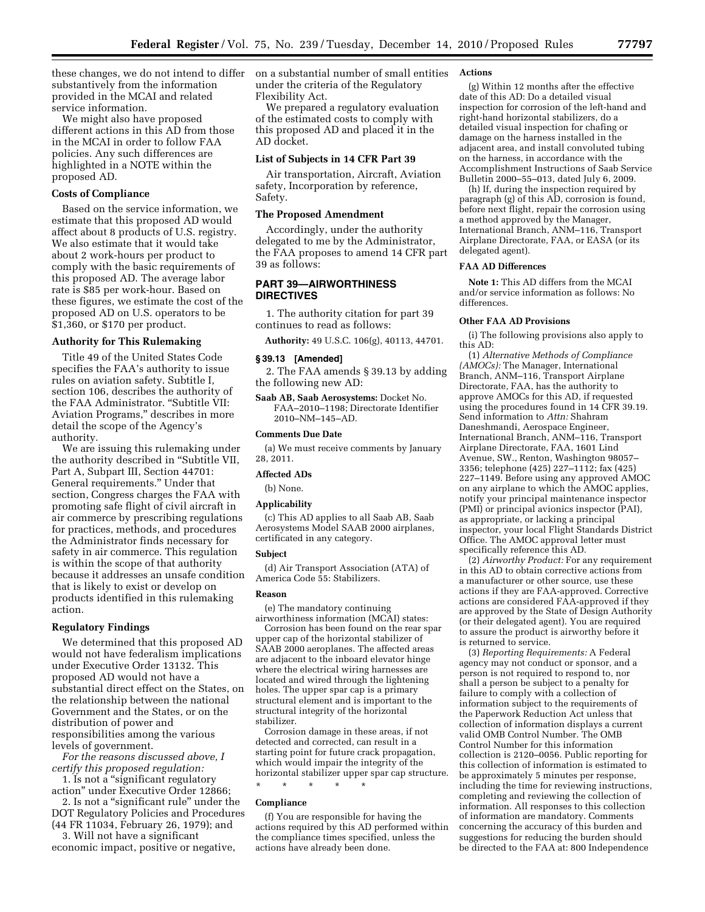these changes, we do not intend to differ substantively from the information provided in the MCAI and related service information.

We might also have proposed different actions in this AD from those in the MCAI in order to follow FAA policies. Any such differences are highlighted in a NOTE within the proposed AD.

### Costs of Compliance

Based on the service information, we estimate that this proposed AD would affect about 8 products of U.S. registry. We also estimate that it would take about 2 work-hours per product to comply with the basic requirements of this proposed AD. The average labor rate is $85 per work-hour. Based on these figures, we estimate the cost of the proposed AD on U.S. operators to be $1,360, or $170 per product.

### Authority for This Rulemaking

Title 49 of the United States Code specifies the FAA's authority to issue rules on aviation safety. Subtitle I, section 106, describes the authority of the FAA Administrator. "Subtitle VII: Aviation Programs," describes in more detail the scope of the Agency's authority.

We are issuing this rulemaking under the authority described in "Subtitle VII, Part A, Subpart III, Section 44701: General requirements." Under that section, Congress charges the FAA with promoting safe flight of civil aircraft in air commerce by prescribing regulations for practices, methods, and procedures the Administrator finds necessary for safety in air commerce. This regulation is within the scope of that authority because it addresses an unsafe condition that is likely to exist or develop on products identified in this rulemaking action.

### Regulatory Findings

We determined that this proposed AD would not have federalism implications under Executive Order 13132. This proposed AD would not have a substantial direct effect on the States, on the relationship between the national Government and the States, or on the distribution of power and responsibilities among the various levels of government.

*For the reasons discussed above, I certify this proposed regulation:*

1. Is not a "significant regulatory action" under Executive Order 12866;

2. Is not a "significant rule" under the DOT Regulatory Policies and Procedures (44 FR 11034, February 26, 1979); and

3. Will not have a significant economic impact, positive or negative, on a substantial number of small entities under the criteria of the Regulatory Flexibility Act.

We prepared a regulatory evaluation of the estimated costs to comply with this proposed AD and placed it in the AD docket.

### List of Subjects in 14 CFR Part 39

Air transportation, Aircraft, Aviation safety, Incorporation by reference, Safety.

### The Proposed Amendment

Accordingly, under the authority delegated to me by the Administrator, the FAA proposes to amend 14 CFR part 39 as follows:

## PART 39—AIRWORTHINESS DIRECTIVES

1. The authority citation for part 39 continues to read as follows:

**Authority:** 49 U.S.C. 106(g), 40113, 44701.

### § 39.13 [Amended]

2. The FAA amends § 39.13 by adding the following new AD:

**Saab AB, Saab Aerosystems:** Docket No. FAA–2010–1198; Directorate Identifier 2010–NM–145–AD.

#### Comments Due Date

(a) We must receive comments by January 28, 2011.

#### Affected ADs

(b) None.

#### Applicability

(c) This AD applies to all Saab AB, Saab Aerosystems Model SAAB 2000 airplanes, certificated in any category.

#### Subject

(d) Air Transport Association (ATA) of America Code 55: Stabilizers.

#### Reason

(e) The mandatory continuing airworthiness information (MCAI) states:

Corrosion has been found on the rear spar upper cap of the horizontal stabilizer of SAAB 2000 aeroplanes. The affected areas are adjacent to the inboard elevator hinge where the electrical wiring harnesses are located and wired through the lightening holes. The upper spar cap is a primary structural element and is important to the structural integrity of the horizontal stabilizer.

Corrosion damage in these areas, if not detected and corrected, can result in a starting point for future crack propagation, which would impair the integrity of the horizontal stabilizer upper spar cap structure.

\* \* \* \* \*

#### Compliance

(f) You are responsible for having the actions required by this AD performed within the compliance times specified, unless the actions have already been done.

#### Actions

(g) Within 12 months after the effective date of this AD: Do a detailed visual inspection for corrosion of the left-hand and right-hand horizontal stabilizers, do a detailed visual inspection for chafing or damage on the harness installed in the adjacent area, and install convoluted tubing on the harness, in accordance with the Accomplishment Instructions of Saab Service Bulletin 2000–55–013, dated July 6, 2009.

(h) If, during the inspection required by paragraph (g) of this AD, corrosion is found, before next flight, repair the corrosion using a method approved by the Manager, International Branch, ANM–116, Transport Airplane Directorate, FAA, or EASA (or its delegated agent).

#### FAA AD Differences

**Note 1:** This AD differs from the MCAI and/or service information as follows: No differences.

#### Other FAA AD Provisions

(i) The following provisions also apply to this AD:

(1) *Alternative Methods of Compliance (AMOCs):* The Manager, International Branch, ANM–116, Transport Airplane Directorate, FAA, has the authority to approve AMOCs for this AD, if requested using the procedures found in 14 CFR 39.19. Send information to *Attn:* Shahram Daneshmandi, Aerospace Engineer, International Branch, ANM–116, Transport Airplane Directorate, FAA, 1601 Lind Avenue, SW., Renton, Washington 98057–3356; telephone (425) 227–1112; fax (425) 227–1149. Before using any approved AMOC on any airplane to which the AMOC applies, notify your principal maintenance inspector (PMI) or principal avionics inspector (PAI), as appropriate, or lacking a principal inspector, your local Flight Standards District Office. The AMOC approval letter must specifically reference this AD.

(2) *Airworthy Product:* For any requirement in this AD to obtain corrective actions from a manufacturer or other source, use these actions if they are FAA-approved. Corrective actions are considered FAA-approved if they are approved by the State of Design Authority (or their delegated agent). You are required to assure the product is airworthy before it is returned to service.

(3) *Reporting Requirements:* A Federal agency may not conduct or sponsor, and a person is not required to respond to, nor shall a person be subject to a penalty for failure to comply with a collection of information subject to the requirements of the Paperwork Reduction Act unless that collection of information displays a current valid OMB Control Number. The OMB Control Number for this information collection is 2120–0056. Public reporting for this collection of information is estimated to be approximately 5 minutes per response, including the time for reviewing instructions, completing and reviewing the collection of information. All responses to this collection of information are mandatory. Comments concerning the accuracy of this burden and suggestions for reducing the burden should be directed to the FAA at: 800 Independence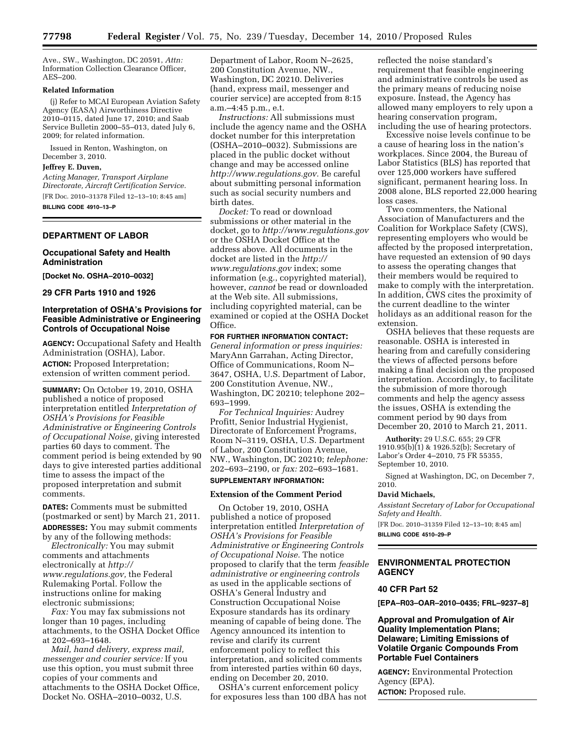Ave., SW., Washington, DC 20591, *Attn:* Information Collection Clearance Officer, AES–200.

**Related Information**

(j) Refer to MCAI European Aviation Safety Agency (EASA) Airworthiness Directive 2010–0115, dated June 17, 2010; and Saab Service Bulletin 2000–55–013, dated July 6, 2009; for related information.

Issued in Renton, Washington, on December 3, 2010.

**Jeffrey E. Duven,**

*Acting Manager, Transport Airplane Directorate, Aircraft Certification Service.*

[FR Doc. 2010–31378 Filed 12–13–10; 8:45 am]

**BILLING CODE 4910–13–P**

---

## DEPARTMENT OF LABOR

### Occupational Safety and Health Administration

**[Docket No. OSHA–2010–0032]**

### 29 CFR Parts 1910 and 1926

### Interpretation of OSHA's Provisions for Feasible Administrative or Engineering Controls of Occupational Noise

**AGENCY:** Occupational Safety and Health Administration (OSHA), Labor.

**ACTION:** Proposed Interpretation; extension of written comment period.

**SUMMARY:** On October 19, 2010, OSHA published a notice of proposed interpretation entitled *Interpretation of OSHA's Provisions for Feasible Administrative or Engineering Controls of Occupational Noise,* giving interested parties 60 days to comment. The comment period is being extended by 90 days to give interested parties additional time to assess the impact of the proposed interpretation and submit comments.

**DATES:** Comments must be submitted (postmarked or sent) by March 21, 2011.

**ADDRESSES:** You may submit comments by any of the following methods:

*Electronically:* You may submit comments and attachments electronically at *http://www.regulations.gov,* the Federal Rulemaking Portal. Follow the instructions online for making electronic submissions;

*Fax:* You may fax submissions not longer than 10 pages, including attachments, to the OSHA Docket Office at 202–693–1648.

*Mail, hand delivery, express mail, messenger and courier service:* If you use this option, you must submit three copies of your comments and attachments to the OSHA Docket Office, Docket No. OSHA–2010–0032, U.S. Department of Labor, Room N–2625, 200 Constitution Avenue, NW., Washington, DC 20210. Deliveries (hand, express mail, messenger and courier service) are accepted from 8:15 a.m.–4:45 p.m., e.t.

*Instructions:* All submissions must include the agency name and the OSHA docket number for this interpretation (OSHA–2010–0032). Submissions are placed in the public docket without change and may be accessed online *http://www.regulations.gov.* Be careful about submitting personal information such as social security numbers and birth dates.

*Docket:* To read or download submissions or other material in the docket, go to *http://www.regulations.gov* or the OSHA Docket Office at the address above. All documents in the docket are listed in the *http://www.regulations.gov* index; some information (e.g., copyrighted material), however, *cannot* be read or downloaded at the Web site. All submissions, including copyrighted material, can be examined or copied at the OSHA Docket Office.

**FOR FURTHER INFORMATION CONTACT:**

*General information or press inquiries:* MaryAnn Garrahan, Acting Director, Office of Communications, Room N–3647, OSHA, U.S. Department of Labor, 200 Constitution Avenue, NW., Washington, DC 20210; telephone 202–693–1999.

*For Technical Inquiries:* Audrey Profitt, Senior Industrial Hygienist, Directorate of Enforcement Programs, Room N–3119, OSHA, U.S. Department of Labor, 200 Constitution Avenue, NW., Washington, DC 20210; *telephone:* 202–693–2190, or *fax:* 202–693–1681.

**SUPPLEMENTARY INFORMATION:**

#### Extension of the Comment Period

On October 19, 2010, OSHA published a notice of proposed interpretation entitled *Interpretation of OSHA's Provisions for Feasible Administrative or Engineering Controls of Occupational Noise.* The notice proposed to clarify that the term *feasible administrative or engineering controls* as used in the applicable sections of OSHA's General Industry and Construction Occupational Noise Exposure standards has its ordinary meaning of capable of being done. The Agency announced its intention to revise and clarify its current enforcement policy to reflect this interpretation, and solicited comments from interested parties within 60 days, ending on December 20, 2010.

OSHA's current enforcement policy for exposures less than 100 dBA has not reflected the noise standard's requirement that feasible engineering and administrative controls be used as the primary means of reducing noise exposure. Instead, the Agency has allowed many employers to rely upon a hearing conservation program, including the use of hearing protectors.

Excessive noise levels continue to be a cause of hearing loss in the nation's workplaces. Since 2004, the Bureau of Labor Statistics (BLS) has reported that over 125,000 workers have suffered significant, permanent hearing loss. In 2008 alone, BLS reported 22,000 hearing loss cases.

Two commenters, the National Association of Manufacturers and the Coalition for Workplace Safety (CWS), representing employers who would be affected by the proposed interpretation, have requested an extension of 90 days to assess the operating changes that their members would be required to make to comply with the interpretation. In addition, CWS cites the proximity of the current deadline to the winter holidays as an additional reason for the extension.

OSHA believes that these requests are reasonable. OSHA is interested in hearing from and carefully considering the views of affected persons before making a final decision on the proposed interpretation. Accordingly, to facilitate the submission of more thorough comments and help the agency assess the issues, OSHA is extending the comment period by 90 days from December 20, 2010 to March 21, 2011.

**Authority:** 29 U.S.C. 655; 29 CFR 1910.95(b)(1) & 1926.52(b); Secretary of Labor's Order 4–2010, 75 FR 55355, September 10, 2010.

Signed at Washington, DC, on December 7, 2010.

**David Michaels,**

*Assistant Secretary of Labor for Occupational Safety and Health.*

[FR Doc. 2010–31359 Filed 12–13–10; 8:45 am]

**BILLING CODE 4510–29–P**

---

## ENVIRONMENTAL PROTECTION AGENCY

### 40 CFR Part 52

**[EPA–R03–OAR–2010–0435; FRL–9237–8]**

### Approval and Promulgation of Air Quality Implementation Plans; Delaware; Limiting Emissions of Volatile Organic Compounds From Portable Fuel Containers

**AGENCY:** Environmental Protection Agency (EPA).

**ACTION:** Proposed rule.